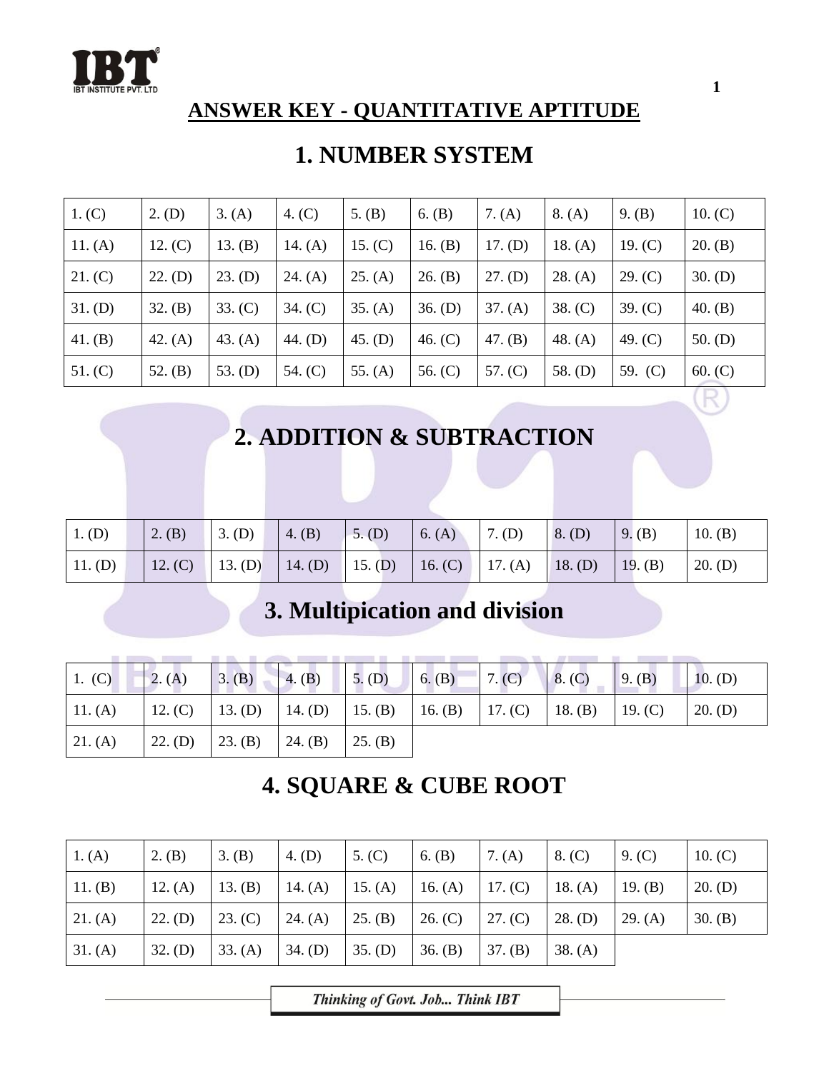# ANSWER KEY - QUANTITATIVE APTITUDE

## 1. NUMBER SYSTEM

| | | | | | | | | | |
|---|---|---|---|---|---|---|---|---|---|
| 1. (C) | 2. (D) | 3. (A) | 4. (C) | 5. (B) | 6. (B) | 7. (A) | 8. (A) | 9. (B) | 10. (C) |
| 11. (A) | 12. (C) | 13. (B) | 14. (A) | 15. (C) | 16. (B) | 17. (D) | 18. (A) | 19. (C) | 20. (B) |
| 21. (C) | 22. (D) | 23. (D) | 24. (A) | 25. (A) | 26. (B) | 27. (D) | 28. (A) | 29. (C) | 30. (D) |
| 31. (D) | 32. (B) | 33. (C) | 34. (C) | 35. (A) | 36. (D) | 37. (A) | 38. (C) | 39. (C) | 40. (B) |
| 41. (B) | 42. (A) | 43. (A) | 44. (D) | 45. (D) | 46. (C) | 47. (B) | 48. (A) | 49. (C) | 50. (D) |
| 51. (C) | 52. (B) | 53. (D) | 54. (C) | 55. (A) | 56. (C) | 57. (C) | 58. (D) | 59. (C) | 60. (C) |

## 2. ADDITION & SUBTRACTION

| | | | | | | | | | |
|---|---|---|---|---|---|---|---|---|---|
| 1. (D) | 2. (B) | 3. (D) | 4. (B) | 5. (D) | 6. (A) | 7. (D) | 8. (D) | 9. (B) | 10. (B) |
| 11. (D) | 12. (C) | 13. (D) | 14. (D) | 15. (D) | 16. (C) | 17. (A) | 18. (D) | 19. (B) | 20. (D) |

## 3. Multipication and division

| | | | | | | | | | |
|---|---|---|---|---|---|---|---|---|---|
| 1. (C) | 2. (A) | 3. (B) | 4. (B) | 5. (D) | 6. (B) | 7. (C) | 8. (C) | 9. (B) | 10. (D) |
| 11. (A) | 12. (C) | 13. (D) | 14. (D) | 15. (B) | 16. (B) | 17. (C) | 18. (B) | 19. (C) | 20. (D) |
| 21. (A) | 22. (D) | 23. (B) | 24. (B) | 25. (B) | | | | | |

## 4. SQUARE & CUBE ROOT

| | | | | | | | | | |
|---|---|---|---|---|---|---|---|---|---|
| 1. (A) | 2. (B) | 3. (B) | 4. (D) | 5. (C) | 6. (B) | 7. (A) | 8. (C) | 9. (C) | 10. (C) |
| 11. (B) | 12. (A) | 13. (B) | 14. (A) | 15. (A) | 16. (A) | 17. (C) | 18. (A) | 19. (B) | 20. (D) |
| 21. (A) | 22. (D) | 23. (C) | 24. (A) | 25. (B) | 26. (C) | 27. (C) | 28. (D) | 29. (A) | 30. (B) |
| 31. (A) | 32. (D) | 33. (A) | 34. (D) | 35. (D) | 36. (B) | 37. (B) | 38. (A) | | |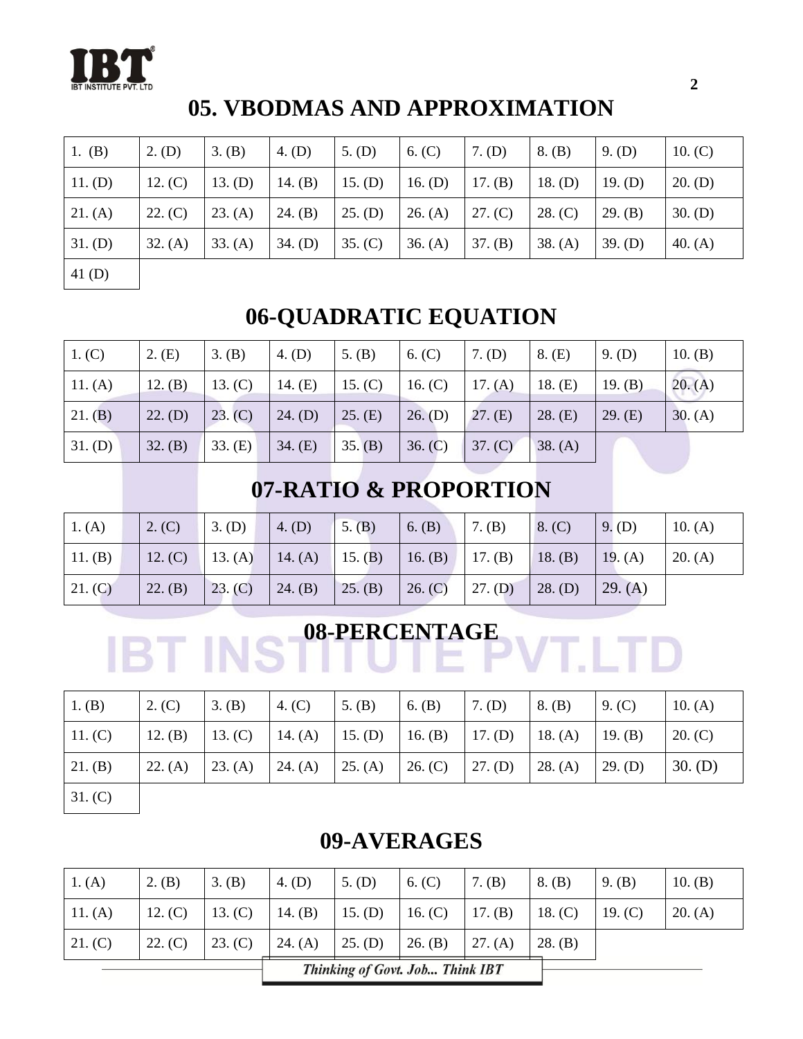# 05. VBODMAS AND APPROXIMATION

| | | | | | | | | | |
|---|---|---|---|---|---|---|---|---|---|
| 1. (B) | 2. (D) | 3. (B) | 4. (D) | 5. (D) | 6. (C) | 7. (D) | 8. (B) | 9. (D) | 10. (C) |
| 11. (D) | 12. (C) | 13. (D) | 14. (B) | 15. (D) | 16. (D) | 17. (B) | 18. (D) | 19. (D) | 20. (D) |
| 21. (A) | 22. (C) | 23. (A) | 24. (B) | 25. (D) | 26. (A) | 27. (C) | 28. (C) | 29. (B) | 30. (D) |
| 31. (D) | 32. (A) | 33. (A) | 34. (D) | 35. (C) | 36. (A) | 37. (B) | 38. (A) | 39. (D) | 40. (A) |
| 41 (D) | | | | | | | | | |

# 06-QUADRATIC EQUATION

| | | | | | | | | | |
|---|---|---|---|---|---|---|---|---|---|
| 1. (C) | 2. (E) | 3. (B) | 4. (D) | 5. (B) | 6. (C) | 7. (D) | 8. (E) | 9. (D) | 10. (B) |
| 11. (A) | 12. (B) | 13. (C) | 14. (E) | 15. (C) | 16. (C) | 17. (A) | 18. (E) | 19. (B) | 20. (A) |
| 21. (B) | 22. (D) | 23. (C) | 24. (D) | 25. (E) | 26. (D) | 27. (E) | 28. (E) | 29. (E) | 30. (A) |
| 31. (D) | 32. (B) | 33. (E) | 34. (E) | 35. (B) | 36. (C) | 37. (C) | 38. (A) | | |

# 07-RATIO & PROPORTION

| | | | | | | | | | |
|---|---|---|---|---|---|---|---|---|---|
| 1. (A) | 2. (C) | 3. (D) | 4. (D) | 5. (B) | 6. (B) | 7. (B) | 8. (C) | 9. (D) | 10. (A) |
| 11. (B) | 12. (C) | 13. (A) | 14. (A) | 15. (B) | 16. (B) | 17. (B) | 18. (B) | 19. (A) | 20. (A) |
| 21. (C) | 22. (B) | 23. (C) | 24. (B) | 25. (B) | 26. (C) | 27. (D) | 28. (D) | 29. (A) | |

# 08-PERCENTAGE

| | | | | | | | | | |
|---|---|---|---|---|---|---|---|---|---|
| 1. (B) | 2. (C) | 3. (B) | 4. (C) | 5. (B) | 6. (B) | 7. (D) | 8. (B) | 9. (C) | 10. (A) |
| 11. (C) | 12. (B) | 13. (C) | 14. (A) | 15. (D) | 16. (B) | 17. (D) | 18. (A) | 19. (B) | 20. (C) |
| 21. (B) | 22. (A) | 23. (A) | 24. (A) | 25. (A) | 26. (C) | 27. (D) | 28. (A) | 29. (D) | 30. (D) |
| 31. (C) | | | | | | | | | |

# 09-AVERAGES

| | | | | | | | | | |
|---|---|---|---|---|---|---|---|---|---|
| 1. (A) | 2. (B) | 3. (B) | 4. (D) | 5. (D) | 6. (C) | 7. (B) | 8. (B) | 9. (B) | 10. (B) |
| 11. (A) | 12. (C) | 13. (C) | 14. (B) | 15. (D) | 16. (C) | 17. (B) | 18. (C) | 19. (C) | 20. (A) |
| 21. (C) | 22. (C) | 23. (C) | 24. (A) | 25. (D) | 26. (B) | 27. (A) | 28. (B) | | |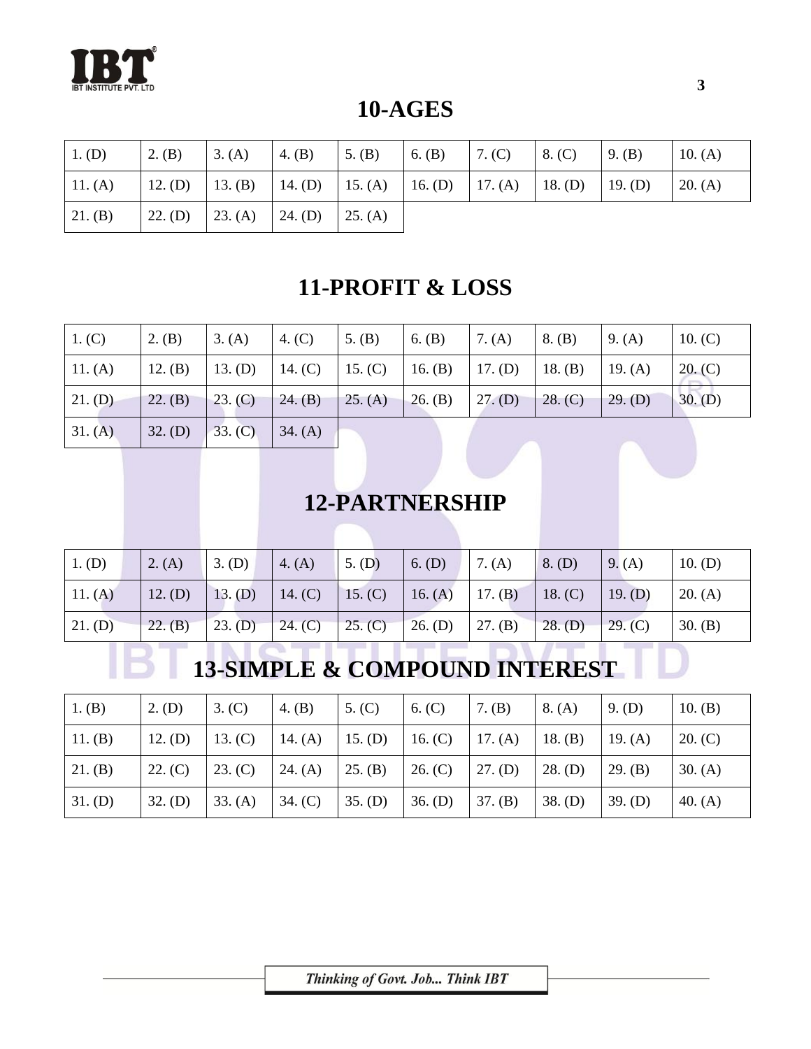## 10-AGES

| 1. (D) | 2. (B) | 3. (A) | 4. (B) | 5. (B) | 6. (B) | 7. (C) | 8. (C) | 9. (B) | 10. (A) |
|---|---|---|---|---|---|---|---|---|---|
| 11. (A) | 12. (D) | 13. (B) | 14. (D) | 15. (A) | 16. (D) | 17. (A) | 18. (D) | 19. (D) | 20. (A) |
| 21. (B) | 22. (D) | 23. (A) | 24. (D) | 25. (A) | | | | | |

## 11-PROFIT & LOSS

| 1. (C) | 2. (B) | 3. (A) | 4. (C) | 5. (B) | 6. (B) | 7. (A) | 8. (B) | 9. (A) | 10. (C) |
|---|---|---|---|---|---|---|---|---|---|
| 11. (A) | 12. (B) | 13. (D) | 14. (C) | 15. (C) | 16. (B) | 17. (D) | 18. (B) | 19. (A) | 20. (C) |
| 21. (D) | 22. (B) | 23. (C) | 24. (B) | 25. (A) | 26. (B) | 27. (D) | 28. (C) | 29. (D) | 30. (D) |
| 31. (A) | 32. (D) | 33. (C) | 34. (A) | | | | | | |

## 12-PARTNERSHIP

| 1. (D) | 2. (A) | 3. (D) | 4. (A) | 5. (D) | 6. (D) | 7. (A) | 8. (D) | 9. (A) | 10. (D) |
|---|---|---|---|---|---|---|---|---|---|
| 11. (A) | 12. (D) | 13. (D) | 14. (C) | 15. (C) | 16. (A) | 17. (B) | 18. (C) | 19. (D) | 20. (A) |
| 21. (D) | 22. (B) | 23. (D) | 24. (C) | 25. (C) | 26. (D) | 27. (B) | 28. (D) | 29. (C) | 30. (B) |

## 13-SIMPLE & COMPOUND INTEREST

| 1. (B) | 2. (D) | 3. (C) | 4. (B) | 5. (C) | 6. (C) | 7. (B) | 8. (A) | 9. (D) | 10. (B) |
|---|---|---|---|---|---|---|---|---|---|
| 11. (B) | 12. (D) | 13. (C) | 14. (A) | 15. (D) | 16. (C) | 17. (A) | 18. (B) | 19. (A) | 20. (C) |
| 21. (B) | 22. (C) | 23. (C) | 24. (A) | 25. (B) | 26. (C) | 27. (D) | 28. (D) | 29. (B) | 30. (A) |
| 31. (D) | 32. (D) | 33. (A) | 34. (C) | 35. (D) | 36. (D) | 37. (B) | 38. (D) | 39. (D) | 40. (A) |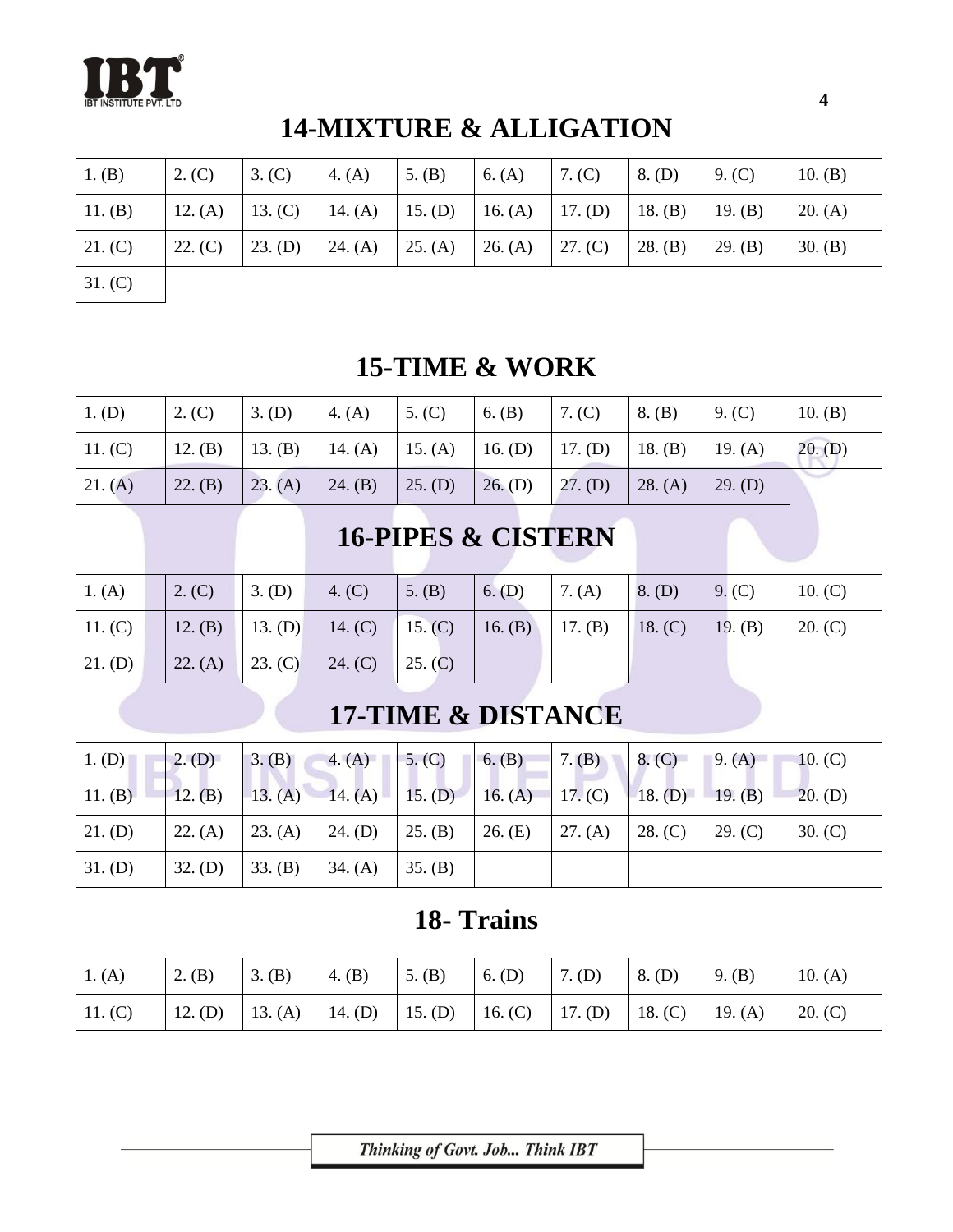## 14-MIXTURE & ALLIGATION

| | | | | | | | | | |
|---|---|---|---|---|---|---|---|---|---|
| 1. (B) | 2. (C) | 3. (C) | 4. (A) | 5. (B) | 6. (A) | 7. (C) | 8. (D) | 9. (C) | 10. (B) |
| 11. (B) | 12. (A) | 13. (C) | 14. (A) | 15. (D) | 16. (A) | 17. (D) | 18. (B) | 19. (B) | 20. (A) |
| 21. (C) | 22. (C) | 23. (D) | 24. (A) | 25. (A) | 26. (A) | 27. (C) | 28. (B) | 29. (B) | 30. (B) |
| 31. (C) | | | | | | | | | |

## 15-TIME & WORK

| | | | | | | | | | |
|---|---|---|---|---|---|---|---|---|---|
| 1. (D) | 2. (C) | 3. (D) | 4. (A) | 5. (C) | 6. (B) | 7. (C) | 8. (B) | 9. (C) | 10. (B) |
| 11. (C) | 12. (B) | 13. (B) | 14. (A) | 15. (A) | 16. (D) | 17. (D) | 18. (B) | 19. (A) | 20. (D) |
| 21. (A) | 22. (B) | 23. (A) | 24. (B) | 25. (D) | 26. (D) | 27. (D) | 28. (A) | 29. (D) | |

## 16-PIPES & CISTERN

| | | | | | | | | | |
|---|---|---|---|---|---|---|---|---|---|
| 1. (A) | 2. (C) | 3. (D) | 4. (C) | 5. (B) | 6. (D) | 7. (A) | 8. (D) | 9. (C) | 10. (C) |
| 11. (C) | 12. (B) | 13. (D) | 14. (C) | 15. (C) | 16. (B) | 17. (B) | 18. (C) | 19. (B) | 20. (C) |
| 21. (D) | 22. (A) | 23. (C) | 24. (C) | 25. (C) | | | | | |

## 17-TIME & DISTANCE

| | | | | | | | | | |
|---|---|---|---|---|---|---|---|---|---|
| 1. (D) | 2. (D) | 3. (B) | 4. (A) | 5. (C) | 6. (B) | 7. (B) | 8. (C) | 9. (A) | 10. (C) |
| 11. (B) | 12. (B) | 13. (A) | 14. (A) | 15. (D) | 16. (A) | 17. (C) | 18. (D) | 19. (B) | 20. (D) |
| 21. (D) | 22. (A) | 23. (A) | 24. (D) | 25. (B) | 26. (E) | 27. (A) | 28. (C) | 29. (C) | 30. (C) |
| 31. (D) | 32. (D) | 33. (B) | 34. (A) | 35. (B) | | | | | |

## 18- Trains

| | | | | | | | | | |
|---|---|---|---|---|---|---|---|---|---|
| 1. (A) | 2. (B) | 3. (B) | 4. (B) | 5. (B) | 6. (D) | 7. (D) | 8. (D) | 9. (B) | 10. (A) |
| 11. (C) | 12. (D) | 13. (A) | 14. (D) | 15. (D) | 16. (C) | 17. (D) | 18. (C) | 19. (A) | 20. (C) |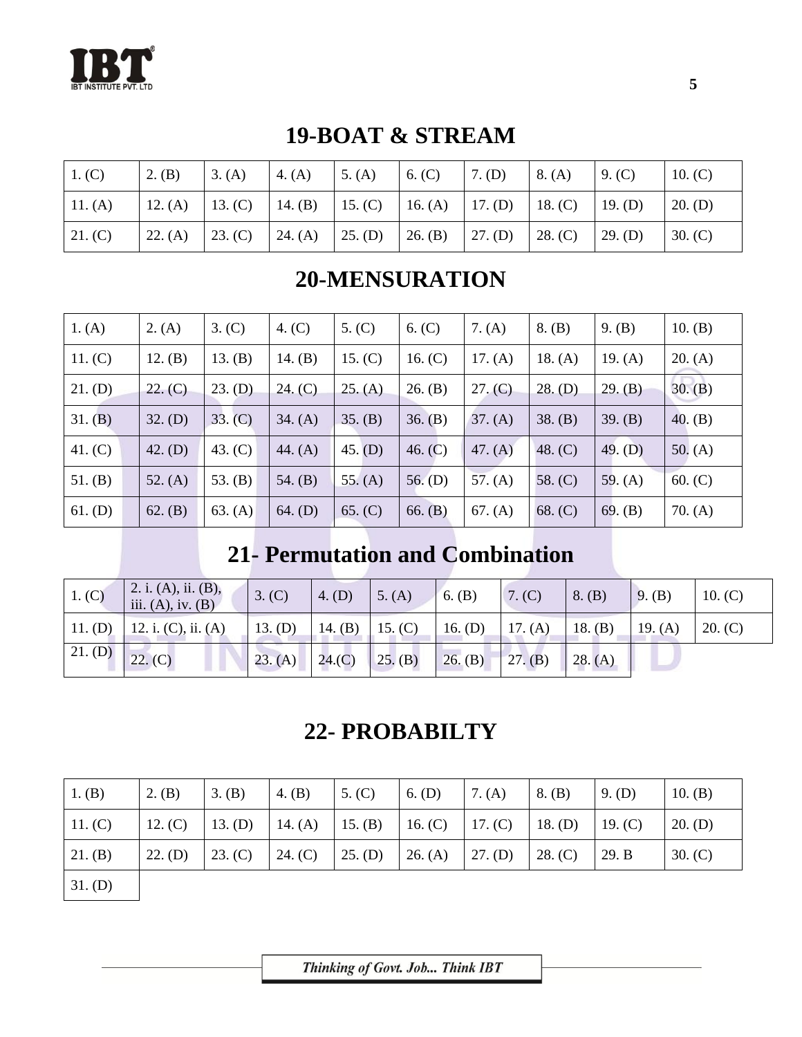## 19-BOAT & STREAM

| | | | | | | | | | |
|---|---|---|---|---|---|---|---|---|---|
| 1. (C) | 2. (B) | 3. (A) | 4. (A) | 5. (A) | 6. (C) | 7. (D) | 8. (A) | 9. (C) | 10. (C) |
| 11. (A) | 12. (A) | 13. (C) | 14. (B) | 15. (C) | 16. (A) | 17. (D) | 18. (C) | 19. (D) | 20. (D) |
| 21. (C) | 22. (A) | 23. (C) | 24. (A) | 25. (D) | 26. (B) | 27. (D) | 28. (C) | 29. (D) | 30. (C) |

## 20-MENSURATION

| | | | | | | | | | |
|---|---|---|---|---|---|---|---|---|---|
| 1. (A) | 2. (A) | 3. (C) | 4. (C) | 5. (C) | 6. (C) | 7. (A) | 8. (B) | 9. (B) | 10. (B) |
| 11. (C) | 12. (B) | 13. (B) | 14. (B) | 15. (C) | 16. (C) | 17. (A) | 18. (A) | 19. (A) | 20. (A) |
| 21. (D) | 22. (C) | 23. (D) | 24. (C) | 25. (A) | 26. (B) | 27. (C) | 28. (D) | 29. (B) | 30. (B) |
| 31. (B) | 32. (D) | 33. (C) | 34. (A) | 35. (B) | 36. (B) | 37. (A) | 38. (B) | 39. (B) | 40. (B) |
| 41. (C) | 42. (D) | 43. (C) | 44. (A) | 45. (D) | 46. (C) | 47. (A) | 48. (C) | 49. (D) | 50. (A) |
| 51. (B) | 52. (A) | 53. (B) | 54. (B) | 55. (A) | 56. (D) | 57. (A) | 58. (C) | 59. (A) | 60. (C) |
| 61. (D) | 62. (B) | 63. (A) | 64. (D) | 65. (C) | 66. (B) | 67. (A) | 68. (C) | 69. (B) | 70. (A) |

## 21- Permutation and Combination

| | | | | | | | | | |
|---|---|---|---|---|---|---|---|---|---|
| 1. (C) | 2. i. (A), ii. (B), iii. (A), iv. (B) | 3. (C) | 4. (D) | 5. (A) | 6. (B) | 7. (C) | 8. (B) | 9. (B) | 10. (C) |
| 11. (D) | 12. i. (C), ii. (A) | 13. (D) | 14. (B) | 15. (C) | 16. (D) | 17. (A) | 18. (B) | 19. (A) | 20. (C) |
| 21. (D) | 22. (C) | 23. (A) | 24.(C) | 25. (B) | 26. (B) | 27. (B) | 28. (A) | | |

## 22- PROBABILTY

| | | | | | | | | | |
|---|---|---|---|---|---|---|---|---|---|
| 1. (B) | 2. (B) | 3. (B) | 4. (B) | 5. (C) | 6. (D) | 7. (A) | 8. (B) | 9. (D) | 10. (B) |
| 11. (C) | 12. (C) | 13. (D) | 14. (A) | 15. (B) | 16. (C) | 17. (C) | 18. (D) | 19. (C) | 20. (D) |
| 21. (B) | 22. (D) | 23. (C) | 24. (C) | 25. (D) | 26. (A) | 27. (D) | 28. (C) | 29. B | 30. (C) |
| 31. (D) | | | | | | | | | |